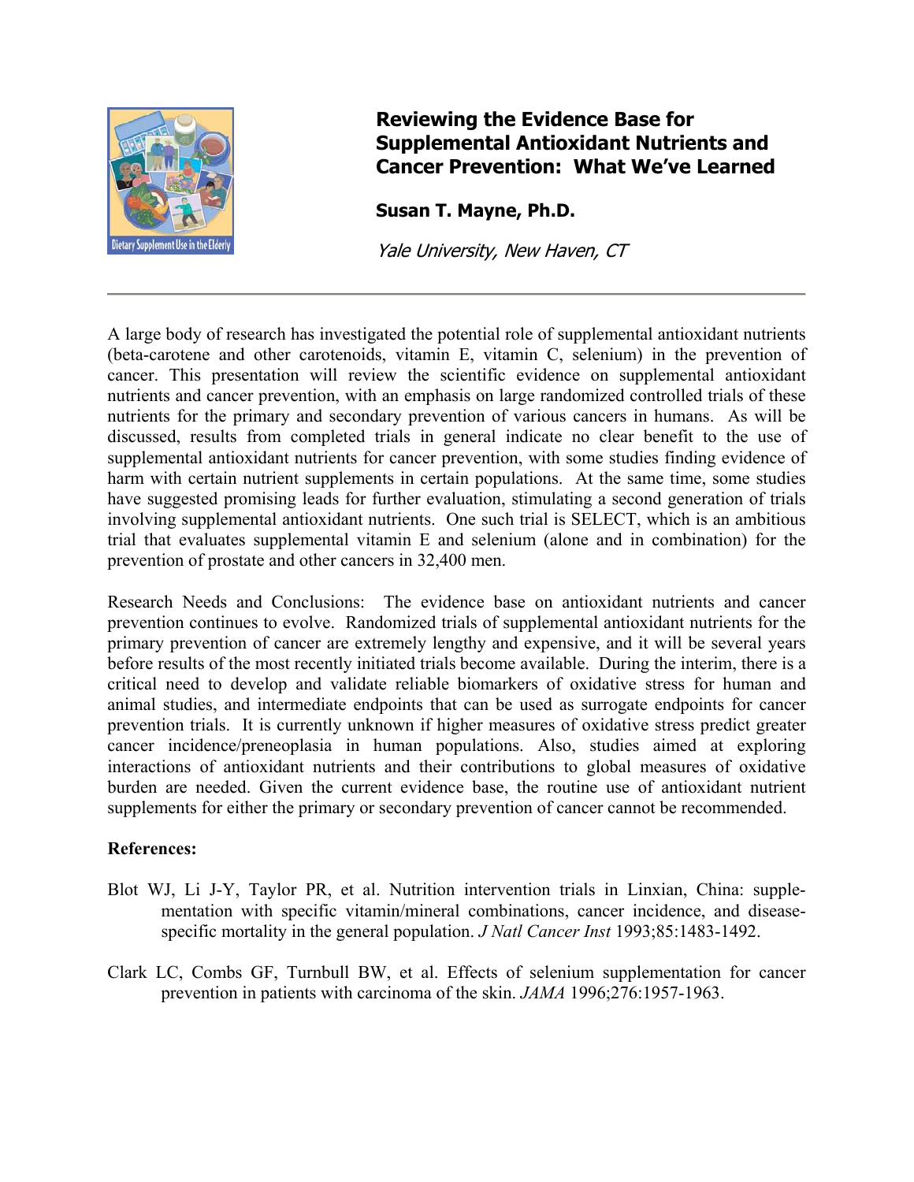# Reviewing the Evidence Base for Supplemental Antioxidant Nutrients and Cancer Prevention: What We've Learned

**Susan T. Mayne, Ph.D.**

*Yale University, New Haven, CT*

---

A large body of research has investigated the potential role of supplemental antioxidant nutrients (beta-carotene and other carotenoids, vitamin E, vitamin C, selenium) in the prevention of cancer. This presentation will review the scientific evidence on supplemental antioxidant nutrients and cancer prevention, with an emphasis on large randomized controlled trials of these nutrients for the primary and secondary prevention of various cancers in humans. As will be discussed, results from completed trials in general indicate no clear benefit to the use of supplemental antioxidant nutrients for cancer prevention, with some studies finding evidence of harm with certain nutrient supplements in certain populations. At the same time, some studies have suggested promising leads for further evaluation, stimulating a second generation of trials involving supplemental antioxidant nutrients. One such trial is SELECT, which is an ambitious trial that evaluates supplemental vitamin E and selenium (alone and in combination) for the prevention of prostate and other cancers in 32,400 men.

Research Needs and Conclusions: The evidence base on antioxidant nutrients and cancer prevention continues to evolve. Randomized trials of supplemental antioxidant nutrients for the primary prevention of cancer are extremely lengthy and expensive, and it will be several years before results of the most recently initiated trials become available. During the interim, there is a critical need to develop and validate reliable biomarkers of oxidative stress for human and animal studies, and intermediate endpoints that can be used as surrogate endpoints for cancer prevention trials. It is currently unknown if higher measures of oxidative stress predict greater cancer incidence/preneoplasia in human populations. Also, studies aimed at exploring interactions of antioxidant nutrients and their contributions to global measures of oxidative burden are needed. Given the current evidence base, the routine use of antioxidant nutrient supplements for either the primary or secondary prevention of cancer cannot be recommended.

**References:**

Blot WJ, Li J-Y, Taylor PR, et al. Nutrition intervention trials in Linxian, China: supplementation with specific vitamin/mineral combinations, cancer incidence, and disease-specific mortality in the general population. *J Natl Cancer Inst* 1993;85:1483-1492.

Clark LC, Combs GF, Turnbull BW, et al. Effects of selenium supplementation for cancer prevention in patients with carcinoma of the skin. *JAMA* 1996;276:1957-1963.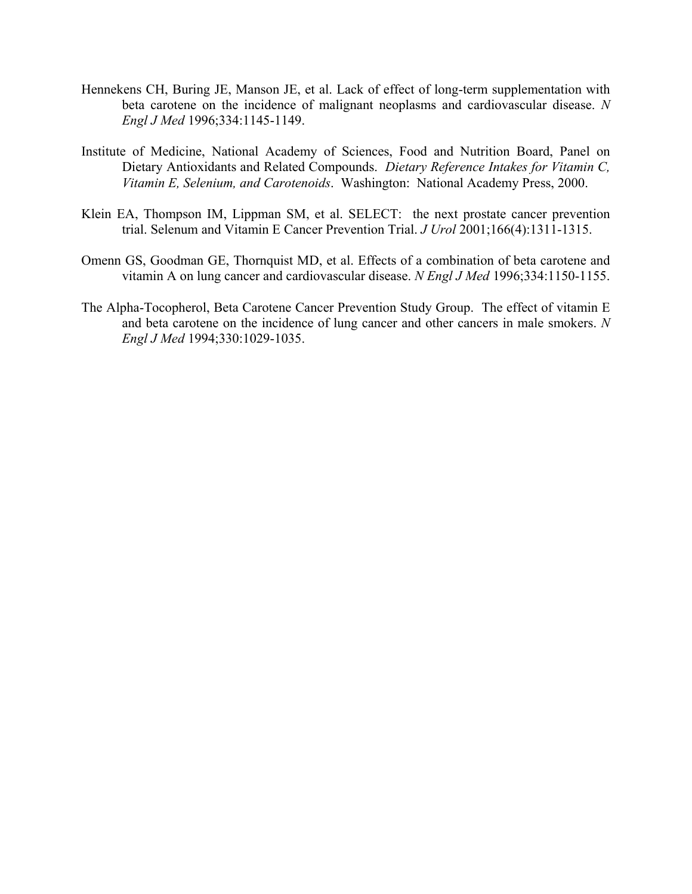Hennekens CH, Buring JE, Manson JE, et al. Lack of effect of long-term supplementation with beta carotene on the incidence of malignant neoplasms and cardiovascular disease. *N Engl J Med* 1996;334:1145-1149.

Institute of Medicine, National Academy of Sciences, Food and Nutrition Board, Panel on Dietary Antioxidants and Related Compounds. *Dietary Reference Intakes for Vitamin C, Vitamin E, Selenium, and Carotenoids*. Washington: National Academy Press, 2000.

Klein EA, Thompson IM, Lippman SM, et al. SELECT: the next prostate cancer prevention trial. Selenum and Vitamin E Cancer Prevention Trial. *J Urol* 2001;166(4):1311-1315.

Omenn GS, Goodman GE, Thornquist MD, et al. Effects of a combination of beta carotene and vitamin A on lung cancer and cardiovascular disease. *N Engl J Med* 1996;334:1150-1155.

The Alpha-Tocopherol, Beta Carotene Cancer Prevention Study Group. The effect of vitamin E and beta carotene on the incidence of lung cancer and other cancers in male smokers. *N Engl J Med* 1994;330:1029-1035.